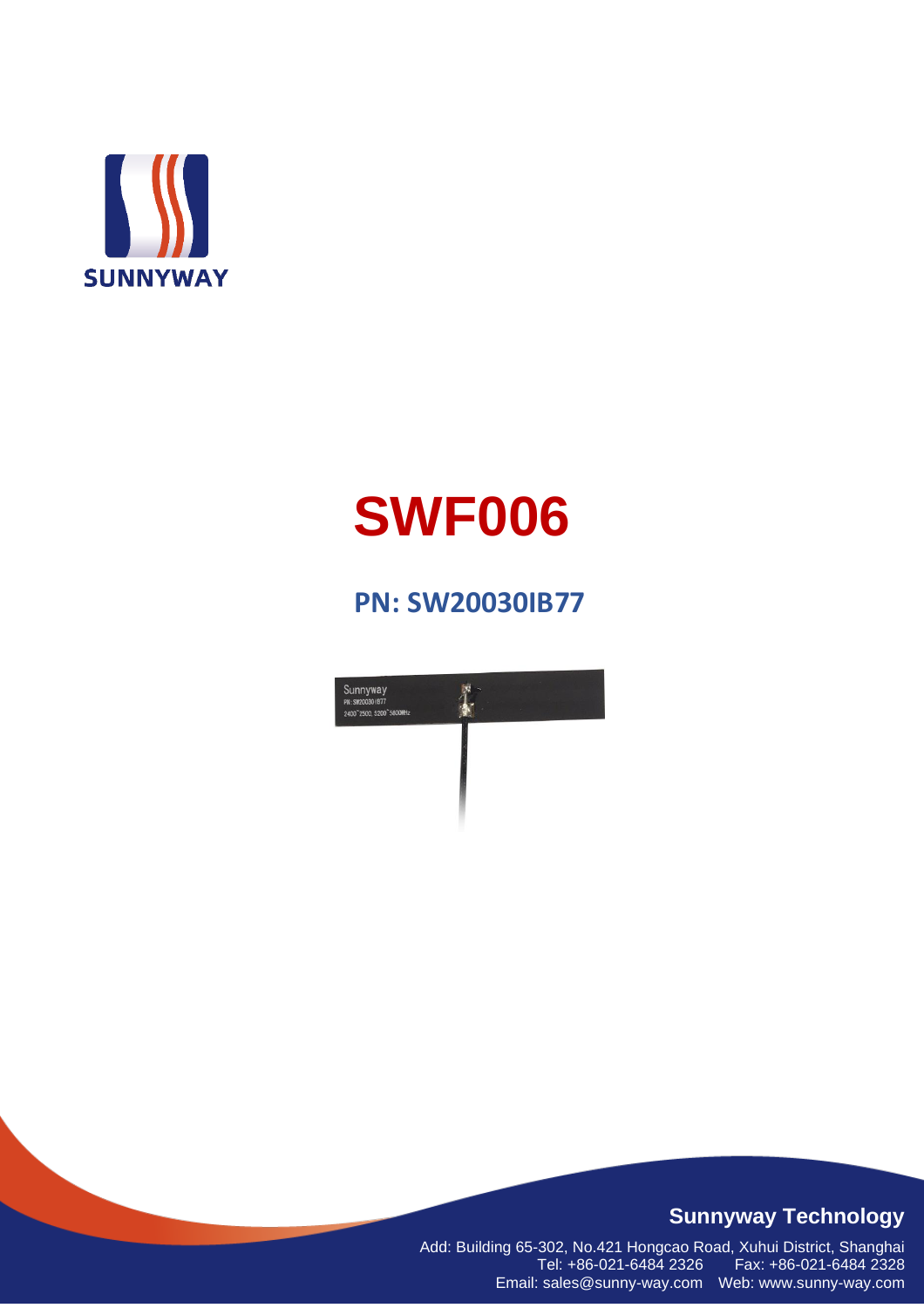SUNNYWAY

# SWF006

## PN: SW20030IB77

**Sunnyway Technology**

Add: Building 65-302, No.421 Hongcao Road, Xuhui District, Shanghai
Tel: +86-021-6484 2326 Fax: +86-021-6484 2328
Email: sales@sunny-way.com Web: www.sunny-way.com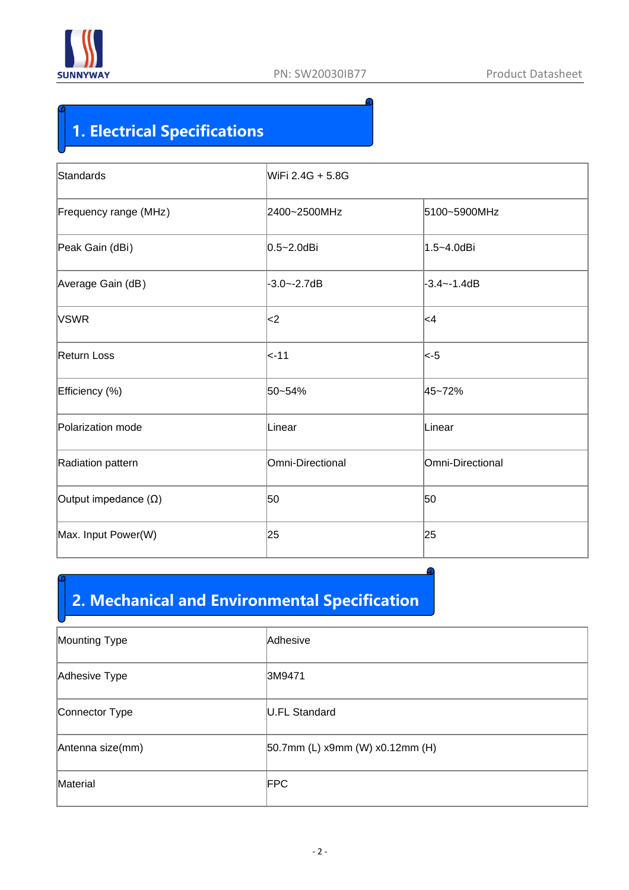## 1. Electrical Specifications

| Standards | WiFi 2.4G + 5.8G | |
|---|---|---|
| Frequency range (MHz) | 2400~2500MHz | 5100~5900MHz |
| Peak Gain (dBi) | 0.5~2.0dBi | 1.5~4.0dBi |
| Average Gain (dB) | -3.0~-2.7dB | -3.4~-1.4dB |
| VSWR | <2 | <4 |
| Return Loss | <-11 | <-5 |
| Efficiency (%) | 50~54% | 45~72% |
| Polarization mode | Linear | Linear |
| Radiation pattern | Omni-Directional | Omni-Directional |
| Output impedance (Ω) | 50 | 50 |
| Max. Input Power(W) | 25 | 25 |

## 2. Mechanical and Environmental Specification

| Mounting Type | Adhesive |
|---|---|
| Adhesive Type | 3M9471 |
| Connector Type | U.FL Standard |
| Antenna size(mm) | 50.7mm (L) x9mm (W) x0.12mm (H) |
| Material | FPC |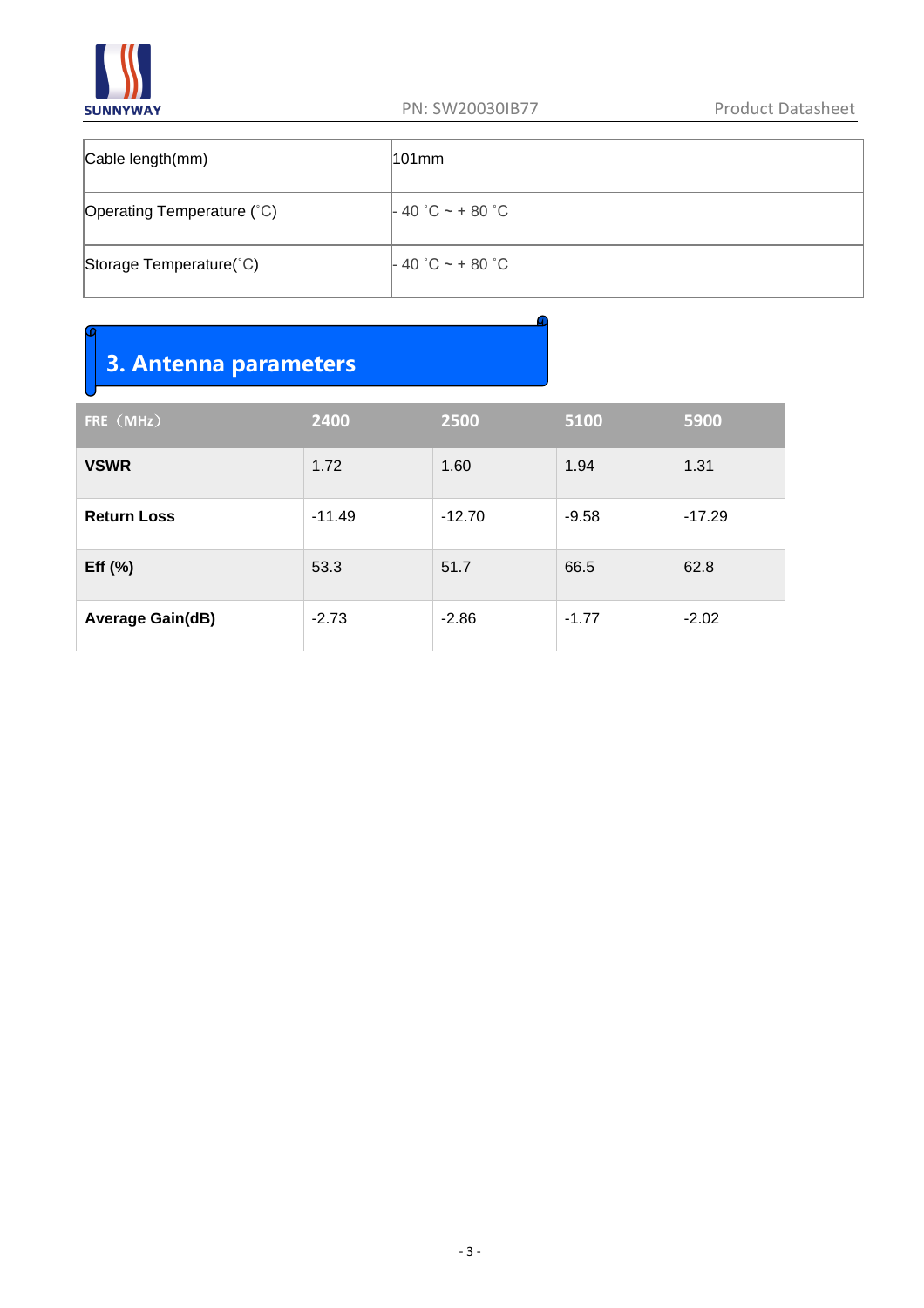| Cable length(mm) | 101mm |
| --- | --- |
| Operating Temperature (˚C) | - 40 ˚C ~ + 80 ˚C |
| Storage Temperature(˚C) | - 40 ˚C ~ + 80 ˚C |

## 3. Antenna parameters

| FRE（MHz） | 2400 | 2500 | 5100 | 5900 |
| --- | --- | --- | --- | --- |
| **VSWR** | 1.72 | 1.60 | 1.94 | 1.31 |
| **Return Loss** | -11.49 | -12.70 | -9.58 | -17.29 |
| **Eff (%)** | 53.3 | 51.7 | 66.5 | 62.8 |
| **Average Gain(dB)** | -2.73 | -2.86 | -1.77 | -2.02 |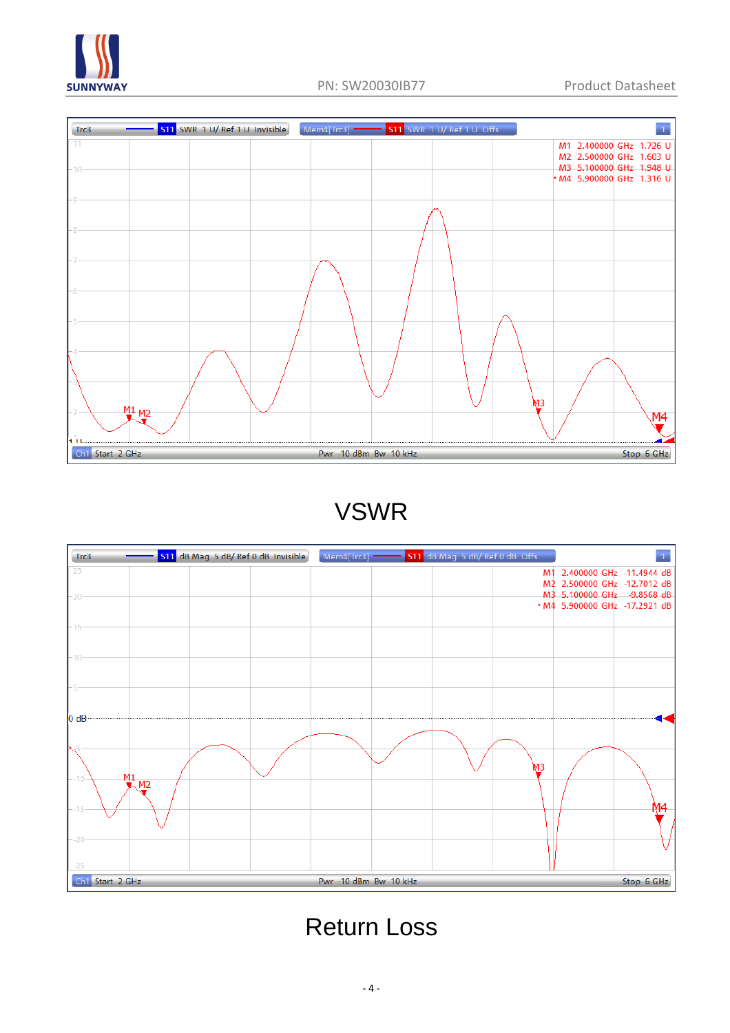| Marker | Frequency | SWR |
|---|---|---|
| M1 | 2.400000 GHz | 1.726 U |
| M2 | 2.500000 GHz | 1.603 U |
| M3 | 5.100000 GHz | 1.948 U |
| M4 | 5.900000 GHz | 1.316 U |

Ch1 Start 2 GHz — Pwr -10 dBm Bw 10 kHz — Stop 6 GHz

VSWR

| Marker | Frequency | dB Mag |
|---|---|---|
| M1 | 2.400000 GHz | -11.4944 dB |
| M2 | 2.500000 GHz | -12.7012 dB |
| M3 | 5.100000 GHz | -9.8568 dB |
| M4 | 5.900000 GHz | -17.2921 dB |

Ch1 Start 2 GHz — Pwr -10 dBm Bw 10 kHz — Stop 6 GHz

Return Loss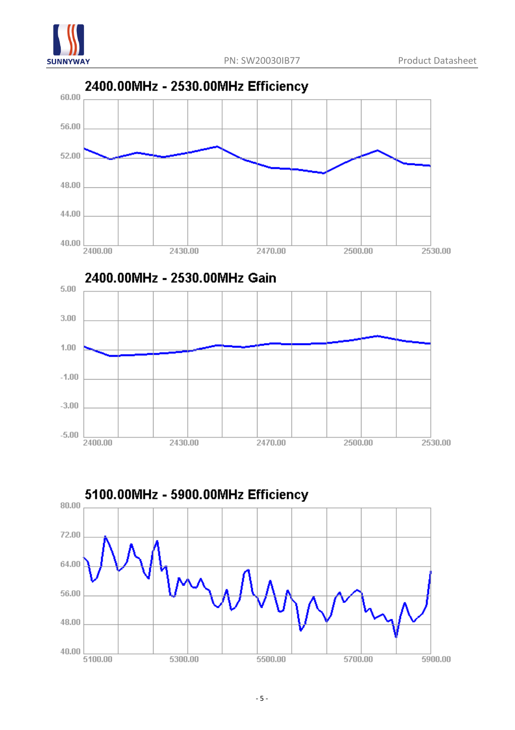## 2400.00MHz - 2530.00MHz Efficiency

60.00
56.00
52.00
48.00
44.00
40.00

2400.00 2430.00 2470.00 2500.00 2530.00

## 2400.00MHz - 2530.00MHz Gain

5.00
3.00
1.00
-1.00
-3.00
-5.00

2400.00 2430.00 2470.00 2500.00 2530.00

## 5100.00MHz - 5900.00MHz Efficiency

80.00
72.00
64.00
56.00
48.00
40.00

5100.00 5300.00 5500.00 5700.00 5900.00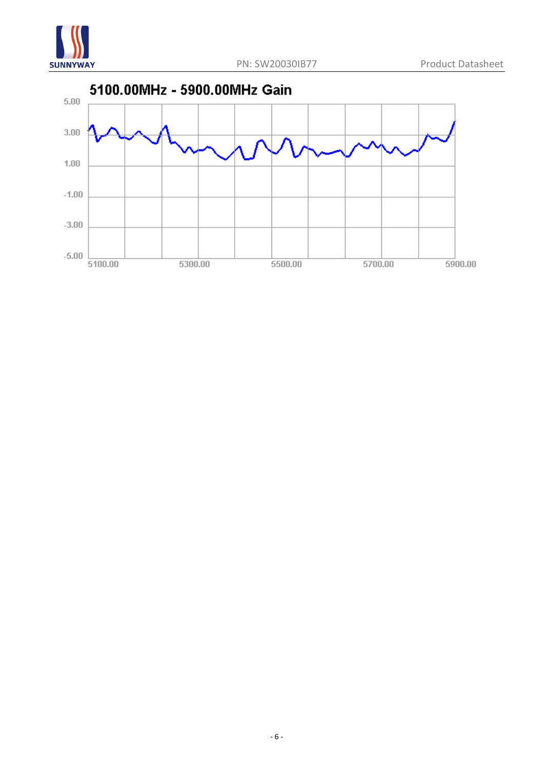5100.00MHz - 5900.00MHz Gain

5.00

3.00

1.00

-1.00

-3.00

-5.00

5100.00 5300.00 5500.00 5700.00 5900.00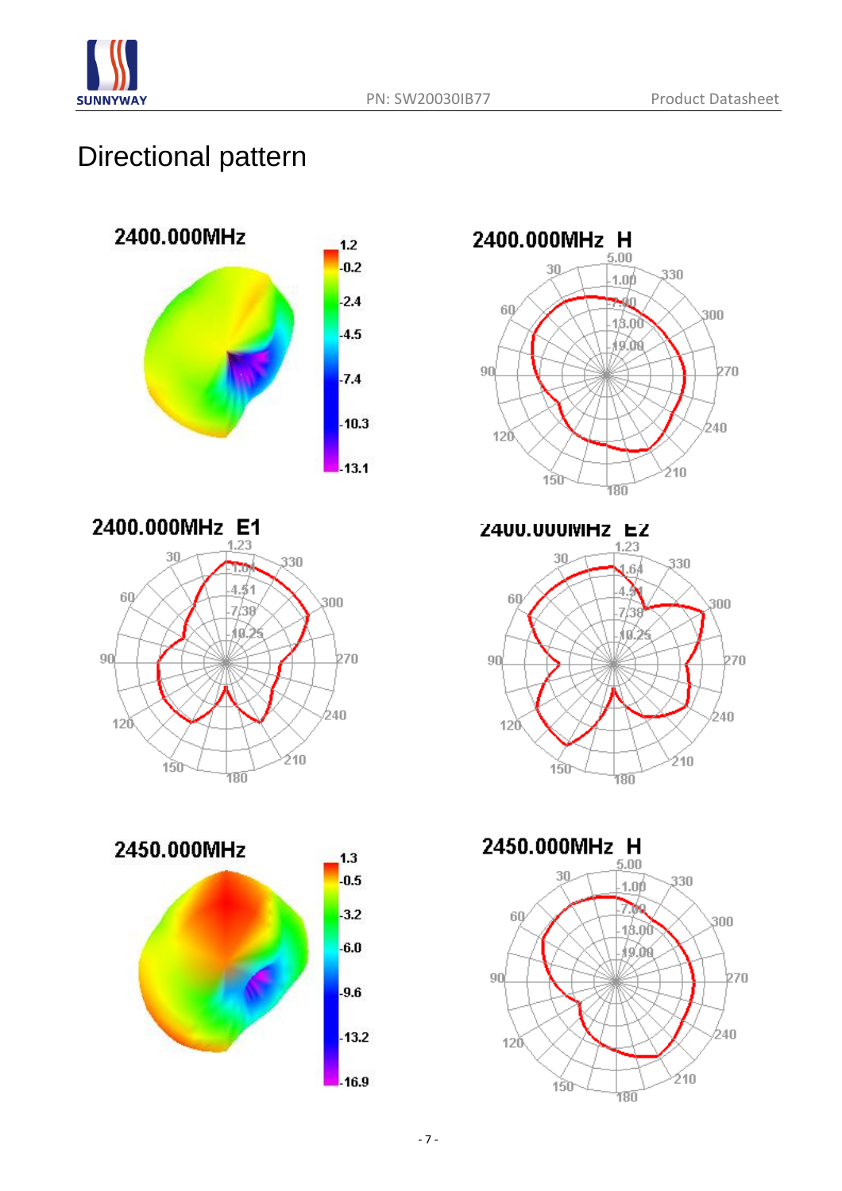# Directional pattern

2400.000MHz

2400.000MHz H

2400.000MHz E1

2400.000MHz E2

2450.000MHz

2450.000MHz H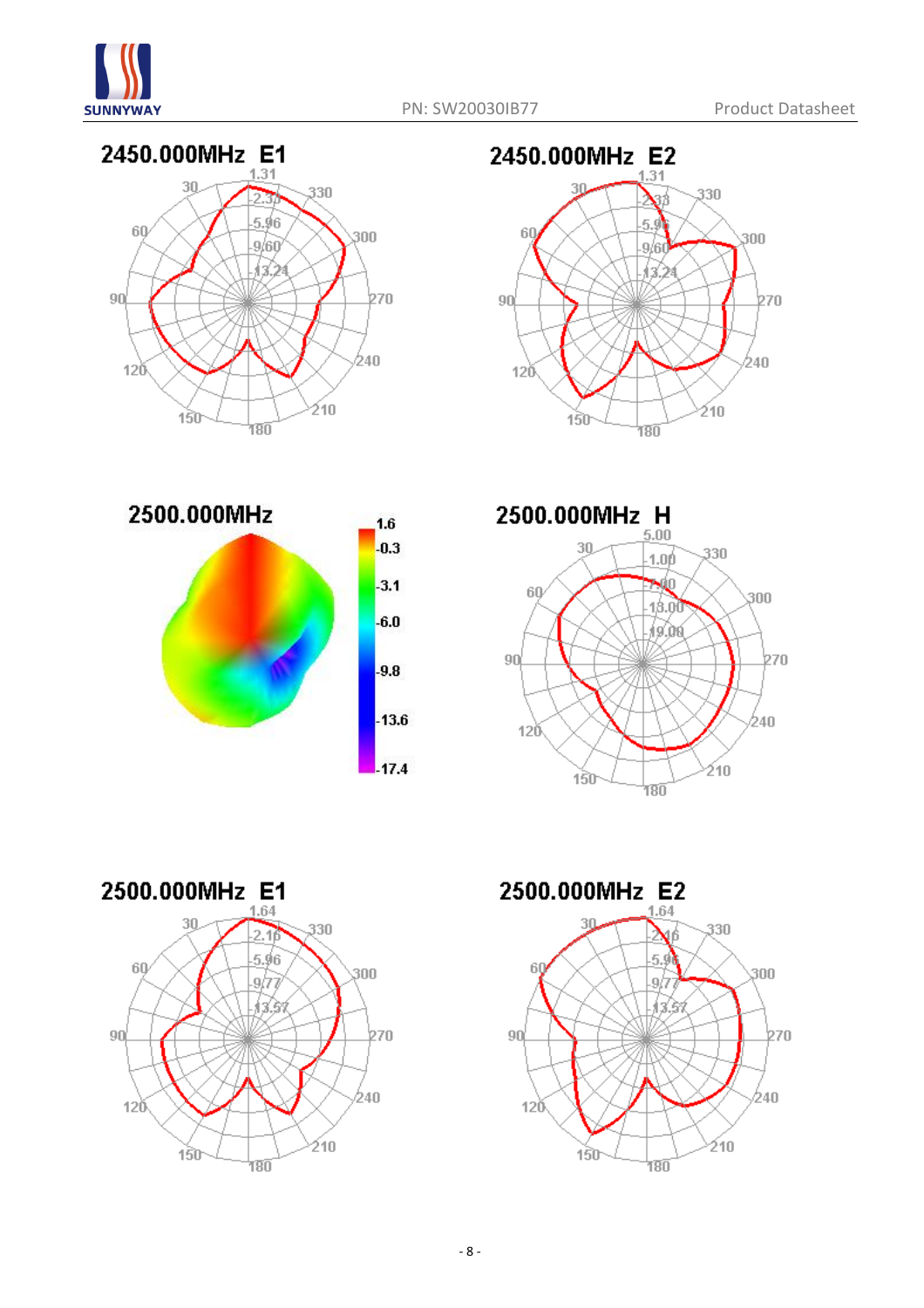## 2450.000MHz E1

## 2450.000MHz E2

## 2500.000MHz

## 2500.000MHz H

## 2500.000MHz E1

## 2500.000MHz E2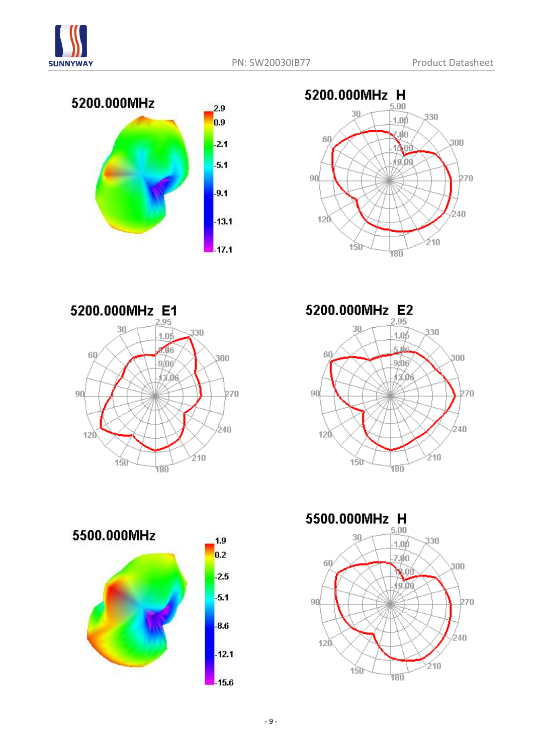5200.000MHz

2.9
0.9
-2.1
-5.1
-9.1
-13.1
-17.1

5200.000MHz H

5200.000MHz E1

5200.000MHz E2

5500.000MHz

1.9
0.2
-2.5
-5.1
-8.6
-12.1
-15.6

5500.000MHz H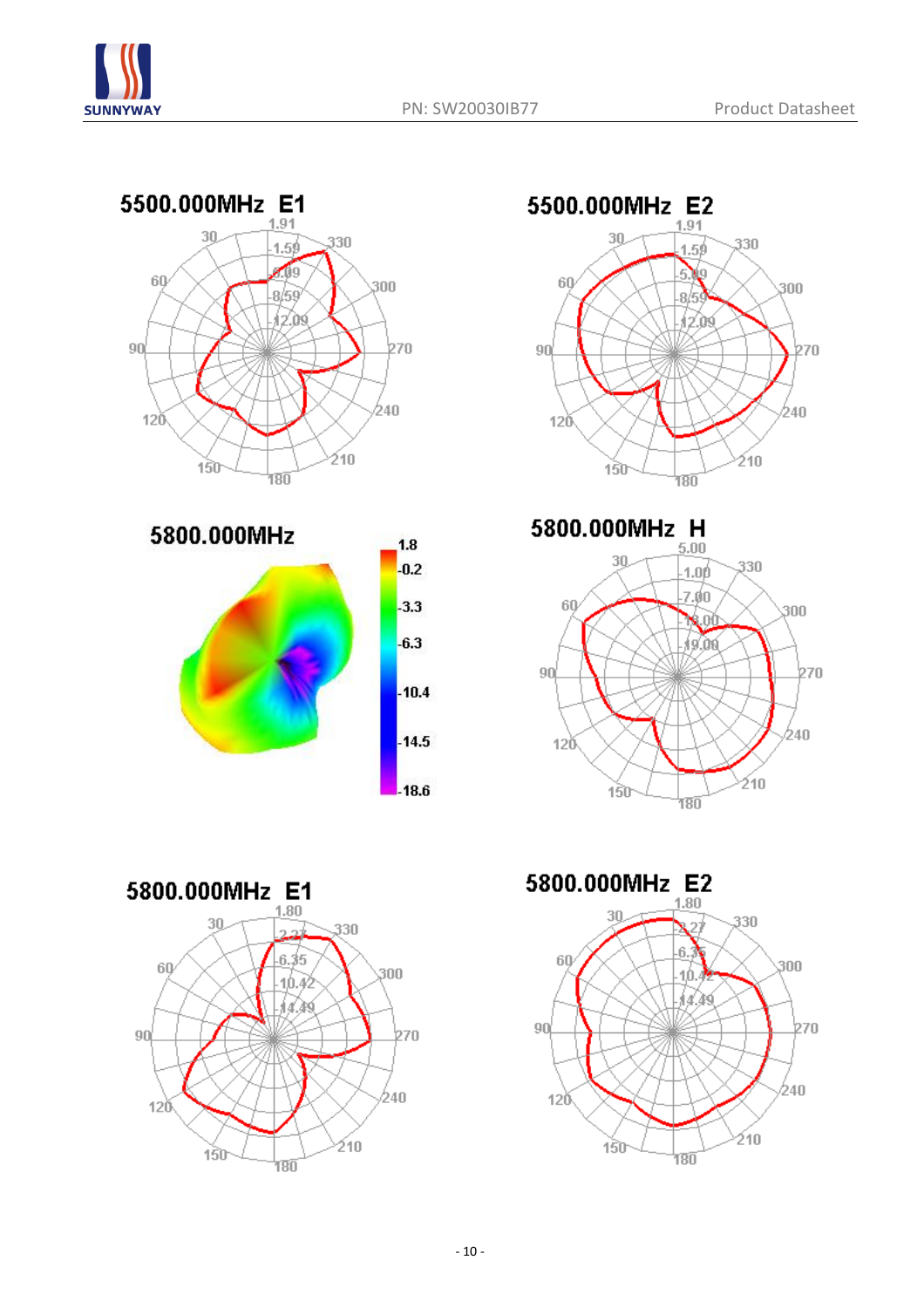5500.000MHz E1

5500.000MHz E2

5800.000MHz

5800.000MHz H

5800.000MHz E1

5800.000MHz E2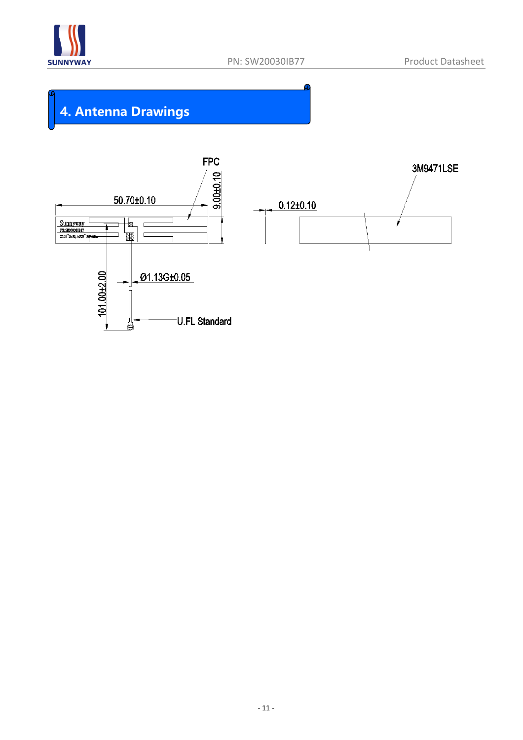## 4. Antenna Drawings

FPC

9.00±0.10

50.70±0.10

Sunnyway

PN:SW20030IB77

2400~2500, 5000~5900MHz

101.00±2.00

Ø1.13G±0.05

U.FL Standard

0.12±0.10

3M9471LSE